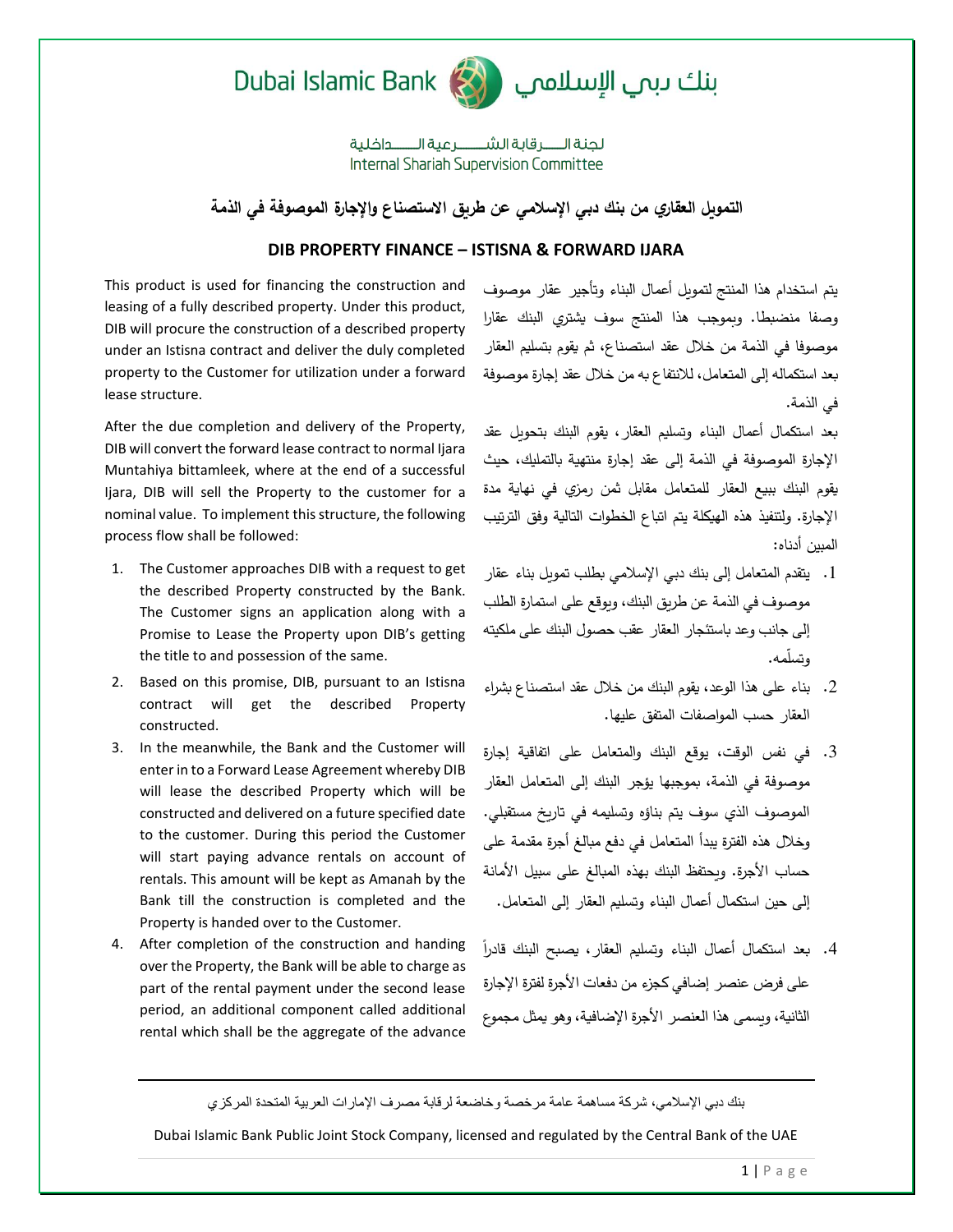Dubai Islamic Bank بنك دبي الإسلامي

لجنة الرقابة الشرعية الداخلية
Internal Shariah Supervision Committee

## التمويل العقاري من بنك دبي الإسلامي عن طريق الاستصناع والإجارة الموصوفة في الذمة

## DIB PROPERTY FINANCE – ISTISNA & FORWARD IJARA

This product is used for financing the construction and leasing of a fully described property. Under this product, DIB will procure the construction of a described property under an Istisna contract and deliver the duly completed property to the Customer for utilization under a forward lease structure.

After the due completion and delivery of the Property, DIB will convert the forward lease contract to normal Ijara Muntahiya bittamleek, where at the end of a successful Ijara, DIB will sell the Property to the customer for a nominal value. To implement this structure, the following process flow shall be followed:

1. The Customer approaches DIB with a request to get the described Property constructed by the Bank. The Customer signs an application along with a Promise to Lease the Property upon DIB's getting the title to and possession of the same.
2. Based on this promise, DIB, pursuant to an Istisna contract will get the described Property constructed.
3. In the meanwhile, the Bank and the Customer will enter in to a Forward Lease Agreement whereby DIB will lease the described Property which will be constructed and delivered on a future specified date to the customer. During this period the Customer will start paying advance rentals on account of rentals. This amount will be kept as Amanah by the Bank till the construction is completed and the Property is handed over to the Customer.
4. After completion of the construction and handing over the Property, the Bank will be able to charge as part of the rental payment under the second lease period, an additional component called additional rental which shall be the aggregate of the advance

يتم استخدام هذا المنتج لتمويل أعمال البناء وتأجير عقار موصوف وصفا منضبطا. وبموجب هذا المنتج سوف يشتري البنك عقارا موصوفا في الذمة من خلال عقد استصناع، ثم يقوم بتسليم العقار بعد استكماله إلى المتعامل، للانتفاع به من خلال عقد إجارة موصوفة في الذمة.

بعد استكمال أعمال البناء وتسليم العقار، يقوم البنك بتحويل عقد الإجارة الموصوفة في الذمة إلى عقد إجارة منتهية بالتمليك، حيث يقوم البنك ببيع العقار للمتعامل مقابل ثمن رمزي في نهاية مدة الإجارة. ولتنفيذ هذه الهيكلة يتم اتباع الخطوات التالية وفق الترتيب المبين أدناه:

1. يتقدم المتعامل إلى بنك دبي الإسلامي بطلب تمويل بناء عقار موصوف في الذمة عن طريق البنك، ويوقع على استمارة الطلب إلى جانب وعد باستئجار العقار عقب حصول البنك على ملكيته وتسلّمه.
2. بناء على هذا الوعد، يقوم البنك من خلال عقد استصناع بشراء العقار حسب المواصفات المتفق عليها.
3. في نفس الوقت، يوقع البنك والمتعامل على اتفاقية إجارة موصوفة في الذمة، بموجبها يؤجر البنك إلى المتعامل العقار الموصوف الذي سوف يتم بناؤه وتسليمه في تاريخ مستقبلي. وخلال هذه الفترة يبدأ المتعامل في دفع مبالغ أجرة مقدمة على حساب الأجرة. ويحتفظ البنك بهذه المبالغ على سبيل الأمانة إلى حين استكمال أعمال البناء وتسليم العقار إلى المتعامل.
4. بعد استكمال أعمال البناء وتسليم العقار، يصبح البنك قادراً على فرض عنصر إضافي كجزء من دفعات الأجرة لفترة الإجارة الثانية، ويسمى هذا العنصر الأجرة الإضافية، وهو يمثل مجموع

بنك دبي الإسلامي، شركة مساهمة عامة مرخصة وخاضعة لرقابة مصرف الإمارات العربية المتحدة المركزي

Dubai Islamic Bank Public Joint Stock Company, licensed and regulated by the Central Bank of the UAE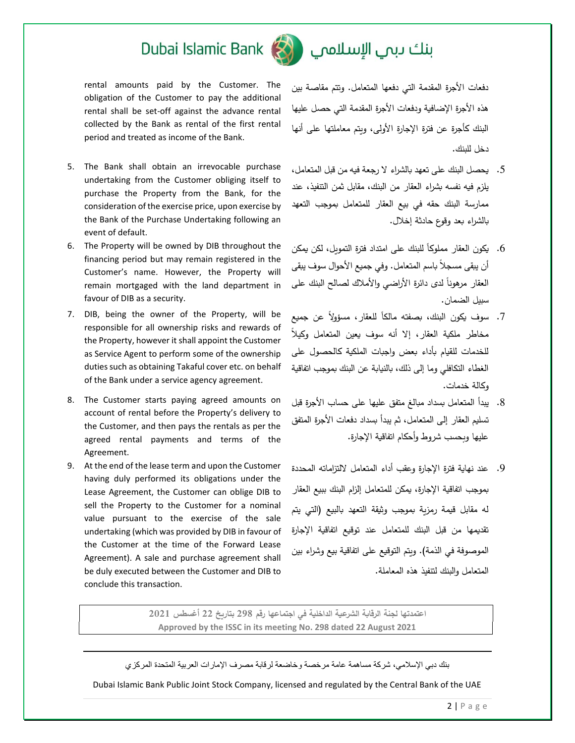rental amounts paid by the Customer. The obligation of the Customer to pay the additional rental shall be set-off against the advance rental collected by the Bank as rental of the first rental period and treated as income of the Bank.

5. The Bank shall obtain an irrevocable purchase undertaking from the Customer obliging itself to purchase the Property from the Bank, for the consideration of the exercise price, upon exercise by the Bank of the Purchase Undertaking following an event of default.
6. The Property will be owned by DIB throughout the financing period but may remain registered in the Customer's name. However, the Property will remain mortgaged with the land department in favour of DIB as a security.
7. DIB, being the owner of the Property, will be responsible for all ownership risks and rewards of the Property, however it shall appoint the Customer as Service Agent to perform some of the ownership duties such as obtaining Takaful cover etc. on behalf of the Bank under a service agency agreement.
8. The Customer starts paying agreed amounts on account of rental before the Property's delivery to the Customer, and then pays the rentals as per the agreed rental payments and terms of the Agreement.
9. At the end of the lease term and upon the Customer having duly performed its obligations under the Lease Agreement, the Customer can oblige DIB to sell the Property to the Customer for a nominal value pursuant to the exercise of the sale undertaking (which was provided by DIB in favour of the Customer at the time of the Forward Lease Agreement). A sale and purchase agreement shall be duly executed between the Customer and DIB to conclude this transaction.

دفعات الأجرة المقدمة التي دفعها المتعامل. وتتم مقاصة بين هذه الأجرة الإضافية ودفعات الأجرة المقدمة التي حصل عليها البنك كأجرة عن فترة الإجارة الأولى، ويتم معاملتها على أنها دخل للبنك.

5. يحصل البنك على تعهد بالشراء لا رجعة فيه من قبل المتعامل، يلزم فيه نفسه بشراء العقار من البنك، مقابل ثمن التنفيذ، عند ممارسة البنك حقه في بيع العقار للمتعامل بموجب التعهد بالشراء بعد وقوع حادثة إخلال.
6. يكون العقار مملوكاً للبنك على امتداد فترة التمويل، لكن يمكن أن يبقى مسجلاً باسم المتعامل. وفي جميع الأحوال سوف يبقى العقار مرهوناً لدى دائرة الأراضي والأملاك لصالح البنك على سبيل الضمان.
7. سوف يكون البنك، بصفته مالكاً للعقار، مسؤولاً عن جميع مخاطر ملكية العقار، إلا أنه سوف يعين المتعامل وكيلاً للخدمات للقيام بأداء بعض واجبات الملكية كالحصول على الغطاء التكافلي وما إلى ذلك، بالنيابة عن البنك بموجب اتفاقية وكالة خدمات.
8. يبدأ المتعامل بسداد مبالغ متفق عليها على حساب الأجرة قبل تسليم العقار إلى المتعامل، ثم يبدأ بسداد دفعات الأجرة المتفق عليها وبحسب شروط وأحكام اتفاقية الإجارة.
9. عند نهاية فترة الإجارة وعقب أداء المتعامل لالتزاماته المحددة بموجب اتفاقية الإجارة، يمكن للمتعامل إلزام البنك ببيع العقار له مقابل قيمة رمزية بموجب وثيقة التعهد بالبيع (التي يتم تقديمها من قبل البنك للمتعامل عند توقيع اتفاقية الإجارة الموصوفة في الذمة). ويتم التوقيع على اتفاقية بيع وشراء بين المتعامل والبنك لتنفيذ هذه المعاملة.

**اعتمدتها لجنة الرقابة الشرعية الداخلية في اجتماعها رقم 298 بتاريخ 22 أغسطس 2021**

**Approved by the ISSC in its meeting No. 298 dated 22 August 2021**

بنك دبي الإسلامي، شركة مساهمة عامة مرخصة وخاضعة لرقابة مصرف الإمارات العربية المتحدة المركزي

Dubai Islamic Bank Public Joint Stock Company, licensed and regulated by the Central Bank of the UAE